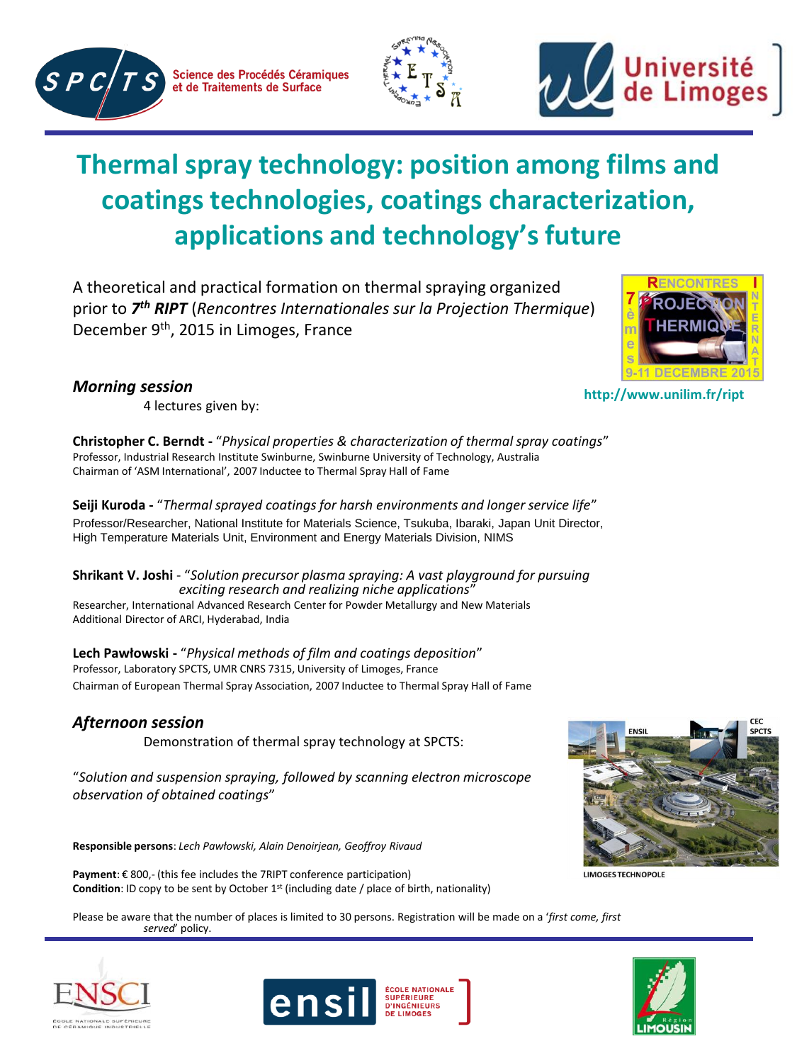# Thermal spray technology: position among films and coatings technologies, coatings characterization, applications and technology's future

A theoretical and practical formation on thermal spraying organized prior to ***7th RIPT*** (*Rencontres Internationales sur la Projection Thermique*) December 9th, 2015 in Limoges, France

**http://www.unilim.fr/ript**

## *Morning session*

4 lectures given by:

**Christopher C. Berndt -** "*Physical properties & characterization of thermal spray coatings*"
Professor, Industrial Research Institute Swinburne, Swinburne University of Technology, Australia
Chairman of 'ASM International', 2007 Inductee to Thermal Spray Hall of Fame

**Seiji Kuroda -** "*Thermal sprayed coatings for harsh environments and longer service life*"
Professor/Researcher, National Institute for Materials Science, Tsukuba, Ibaraki, Japan Unit Director, High Temperature Materials Unit, Environment and Energy Materials Division, NIMS

**Shrikant V. Joshi** - "*Solution precursor plasma spraying: A vast playground for pursuing exciting research and realizing niche applications*"
Researcher, International Advanced Research Center for Powder Metallurgy and New Materials
Additional Director of ARCI, Hyderabad, India

**Lech Pawłowski -** "*Physical methods of film and coatings deposition*"
Professor, Laboratory SPCTS, UMR CNRS 7315, University of Limoges, France
Chairman of European Thermal Spray Association, 2007 Inductee to Thermal Spray Hall of Fame

## *Afternoon session*

Demonstration of thermal spray technology at SPCTS:

"*Solution and suspension spraying, followed by scanning electron microscope observation of obtained coatings*"

LIMOGES TECHNOPOLE

**Responsible persons**: *Lech Pawłowski, Alain Denoirjean, Geoffroy Rivaud*

**Payment**: € 800,- (this fee includes the 7RIPT conference participation)
**Condition**: ID copy to be sent by October 1st (including date / place of birth, nationality)

Please be aware that the number of places is limited to 30 persons. Registration will be made on a '*first come, first served*' policy.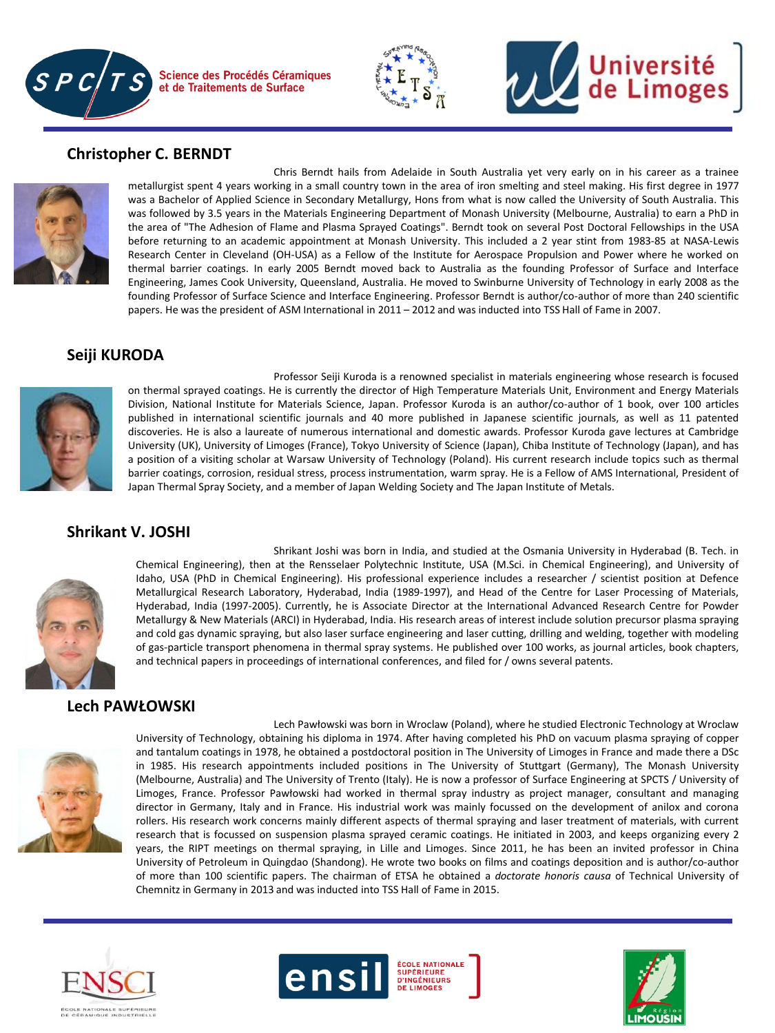## Christopher C. BERNDT

Chris Berndt hails from Adelaide in South Australia yet very early on in his career as a trainee metallurgist spent 4 years working in a small country town in the area of iron smelting and steel making. His first degree in 1977 was a Bachelor of Applied Science in Secondary Metallurgy, Hons from what is now called the University of South Australia. This was followed by 3.5 years in the Materials Engineering Department of Monash University (Melbourne, Australia) to earn a PhD in the area of "The Adhesion of Flame and Plasma Sprayed Coatings". Berndt took on several Post Doctoral Fellowships in the USA before returning to an academic appointment at Monash University. This included a 2 year stint from 1983-85 at NASA-Lewis Research Center in Cleveland (OH-USA) as a Fellow of the Institute for Aerospace Propulsion and Power where he worked on thermal barrier coatings. In early 2005 Berndt moved back to Australia as the founding Professor of Surface and Interface Engineering, James Cook University, Queensland, Australia. He moved to Swinburne University of Technology in early 2008 as the founding Professor of Surface Science and Interface Engineering. Professor Berndt is author/co-author of more than 240 scientific papers. He was the president of ASM International in 2011 – 2012 and was inducted into TSS Hall of Fame in 2007.

## Seiji KURODA

Professor Seiji Kuroda is a renowned specialist in materials engineering whose research is focused on thermal sprayed coatings. He is currently the director of High Temperature Materials Unit, Environment and Energy Materials Division, National Institute for Materials Science, Japan. Professor Kuroda is an author/co-author of 1 book, over 100 articles published in international scientific journals and 40 more published in Japanese scientific journals, as well as 11 patented discoveries. He is also a laureate of numerous international and domestic awards. Professor Kuroda gave lectures at Cambridge University (UK), University of Limoges (France), Tokyo University of Science (Japan), Chiba Institute of Technology (Japan), and has a position of a visiting scholar at Warsaw University of Technology (Poland). His current research include topics such as thermal barrier coatings, corrosion, residual stress, process instrumentation, warm spray. He is a Fellow of AMS International, President of Japan Thermal Spray Society, and a member of Japan Welding Society and The Japan Institute of Metals.

## Shrikant V. JOSHI

Shrikant Joshi was born in India, and studied at the Osmania University in Hyderabad (B. Tech. in Chemical Engineering), then at the Rensselaer Polytechnic Institute, USA (M.Sci. in Chemical Engineering), and University of Idaho, USA (PhD in Chemical Engineering). His professional experience includes a researcher / scientist position at Defence Metallurgical Research Laboratory, Hyderabad, India (1989-1997), and Head of the Centre for Laser Processing of Materials, Hyderabad, India (1997-2005). Currently, he is Associate Director at the International Advanced Research Centre for Powder Metallurgy & New Materials (ARCI) in Hyderabad, India. His research areas of interest include solution precursor plasma spraying and cold gas dynamic spraying, but also laser surface engineering and laser cutting, drilling and welding, together with modeling of gas-particle transport phenomena in thermal spray systems. He published over 100 works, as journal articles, book chapters, and technical papers in proceedings of international conferences, and filed for / owns several patents.

## Lech PAWŁOWSKI

Lech Pawłowski was born in Wroclaw (Poland), where he studied Electronic Technology at Wroclaw University of Technology, obtaining his diploma in 1974. After having completed his PhD on vacuum plasma spraying of copper and tantalum coatings in 1978, he obtained a postdoctoral position in The University of Limoges in France and made there a DSc in 1985. His research appointments included positions in The University of Stuttgart (Germany), The Monash University (Melbourne, Australia) and The University of Trento (Italy). He is now a professor of Surface Engineering at SPCTS / University of Limoges, France. Professor Pawłowski had worked in thermal spray industry as project manager, consultant and managing director in Germany, Italy and in France. His industrial work was mainly focussed on the development of anilox and corona rollers. His research work concerns mainly different aspects of thermal spraying and laser treatment of materials, with current research that is focussed on suspension plasma sprayed ceramic coatings. He initiated in 2003, and keeps organizing every 2 years, the RIPT meetings on thermal spraying, in Lille and Limoges. Since 2011, he has been an invited professor in China University of Petroleum in Quingdao (Shandong). He wrote two books on films and coatings deposition and is author/co-author of more than 100 scientific papers. The chairman of ETSA he obtained a *doctorate honoris causa* of Technical University of Chemnitz in Germany in 2013 and was inducted into TSS Hall of Fame in 2015.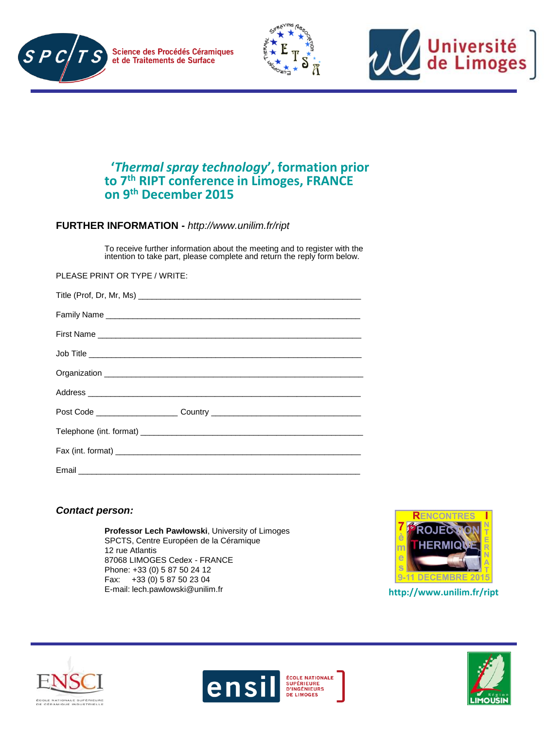Science des Procédés Céramiques et de Traitements de Surface

# ‘*Thermal spray technology*’, formation prior to 7th RIPT conference in Limoges, FRANCE on 9th December 2015

## FURTHER INFORMATION - *http://www.unilim.fr/ript*

To receive further information about the meeting and to register with the intention to take part, please complete and return the reply form below.

PLEASE PRINT OR TYPE / WRITE:

Title (Prof, Dr, Mr, Ms) ________________________________________________

Family Name ______________________________________________________

First Name _______________________________________________________

Job Title _________________________________________________________

Organization ______________________________________________________

Address _________________________________________________________

Post Code _________________ Country _________________________________

Telephone (int. format) ________________________________________________

Fax (int. format) ___________________________________________________

Email ___________________________________________________________

### *Contact person:*

**Professor Lech Pawłowski**, University of Limoges
SPCTS, Centre Européen de la Céramique
12 rue Atlantis
87068 LIMOGES Cedex - FRANCE
Phone: +33 (0) 5 87 50 24 12
Fax: +33 (0) 5 87 50 23 04
E-mail: lech.pawlowski@unilim.fr

RENCONTRES INTERNAT 7èmes PROJECTION THERMIQUE 9-11 DECEMBRE 2015

**http://www.unilim.fr/ript**